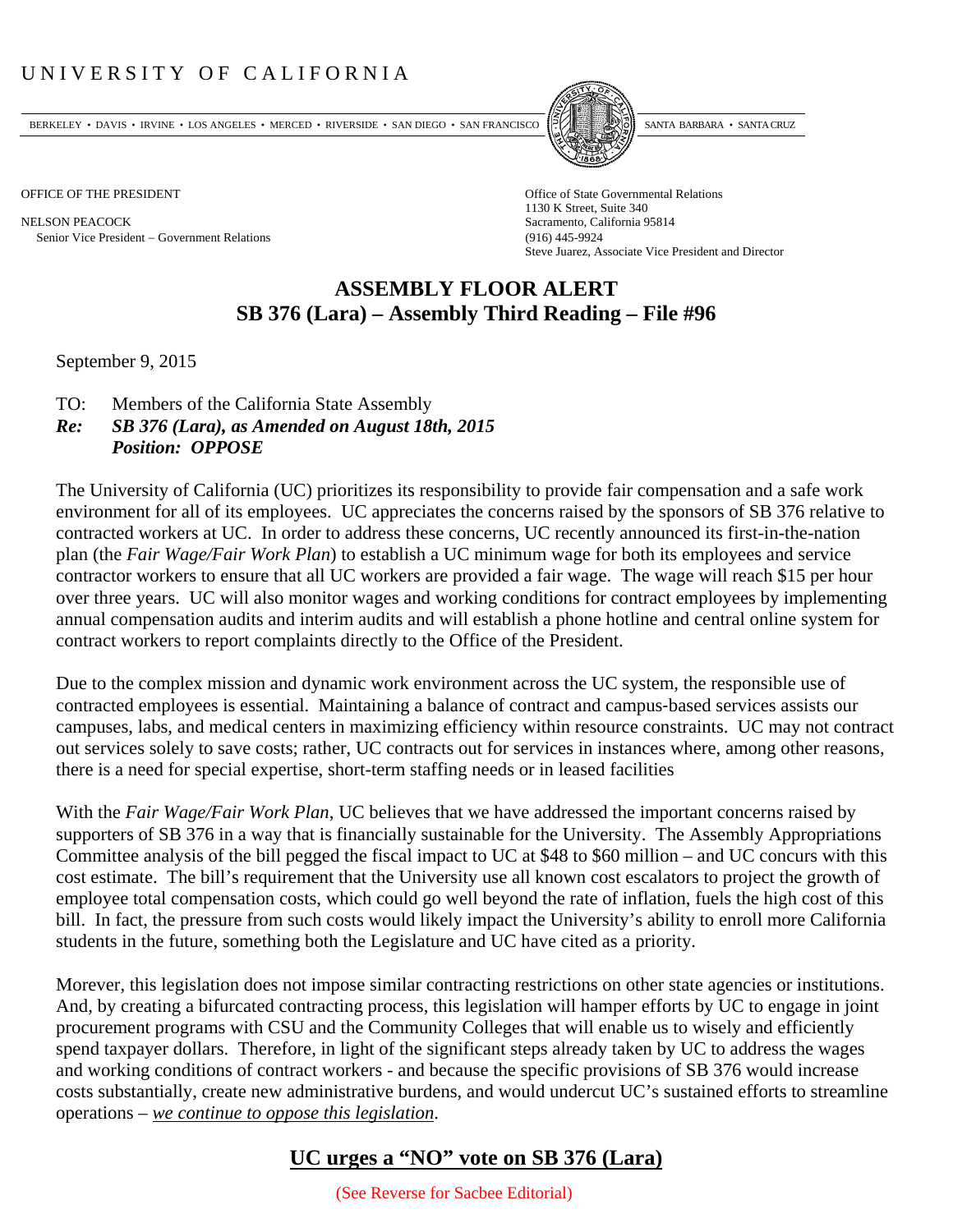# UNIVERSITY OF CALIFORNIA

BERKELEY • DAVIS • IRVINE • LOS ANGELES • MERCED • RIVERSIDE • SAN DIEGO • SAN FRANCISCO • SANTA BARBARA • SANTA CRUZ

OFFICE OF THE PRESIDENT

NELSON PEACOCK
Senior Vice President – Government Relations

Office of State Governmental Relations
1130 K Street, Suite 340
Sacramento, California 95814
(916) 445-9924
Steve Juarez, Associate Vice President and Director

## ASSEMBLY FLOOR ALERT
## SB 376 (Lara) – Assembly Third Reading – File #96

September 9, 2015

TO: Members of the California State Assembly
***Re: SB 376 (Lara), as Amended on August 18th, 2015***
***Position: OPPOSE***

The University of California (UC) prioritizes its responsibility to provide fair compensation and a safe work environment for all of its employees. UC appreciates the concerns raised by the sponsors of SB 376 relative to contracted workers at UC. In order to address these concerns, UC recently announced its first-in-the-nation plan (the *Fair Wage/Fair Work Plan*) to establish a UC minimum wage for both its employees and service contractor workers to ensure that all UC workers are provided a fair wage. The wage will reach $15 per hour over three years. UC will also monitor wages and working conditions for contract employees by implementing annual compensation audits and interim audits and will establish a phone hotline and central online system for contract workers to report complaints directly to the Office of the President.

Due to the complex mission and dynamic work environment across the UC system, the responsible use of contracted employees is essential. Maintaining a balance of contract and campus-based services assists our campuses, labs, and medical centers in maximizing efficiency within resource constraints. UC may not contract out services solely to save costs; rather, UC contracts out for services in instances where, among other reasons, there is a need for special expertise, short-term staffing needs or in leased facilities

With the *Fair Wage/Fair Work Plan*, UC believes that we have addressed the important concerns raised by supporters of SB 376 in a way that is financially sustainable for the University. The Assembly Appropriations Committee analysis of the bill pegged the fiscal impact to UC at $48 to $60 million – and UC concurs with this cost estimate. The bill's requirement that the University use all known cost escalators to project the growth of employee total compensation costs, which could go well beyond the rate of inflation, fuels the high cost of this bill. In fact, the pressure from such costs would likely impact the University's ability to enroll more California students in the future, something both the Legislature and UC have cited as a priority.

Morever, this legislation does not impose similar contracting restrictions on other state agencies or institutions. And, by creating a bifurcated contracting process, this legislation will hamper efforts by UC to engage in joint procurement programs with CSU and the Community Colleges that will enable us to wisely and efficiently spend taxpayer dollars. Therefore, in light of the significant steps already taken by UC to address the wages and working conditions of contract workers - and because the specific provisions of SB 376 would increase costs substantially, create new administrative burdens, and would undercut UC's sustained efforts to streamline operations – <u>*we continue to oppose this legislation*</u>.

## <u>UC urges a "NO" vote on SB 376 (Lara)</u>

(See Reverse for Sacbee Editorial)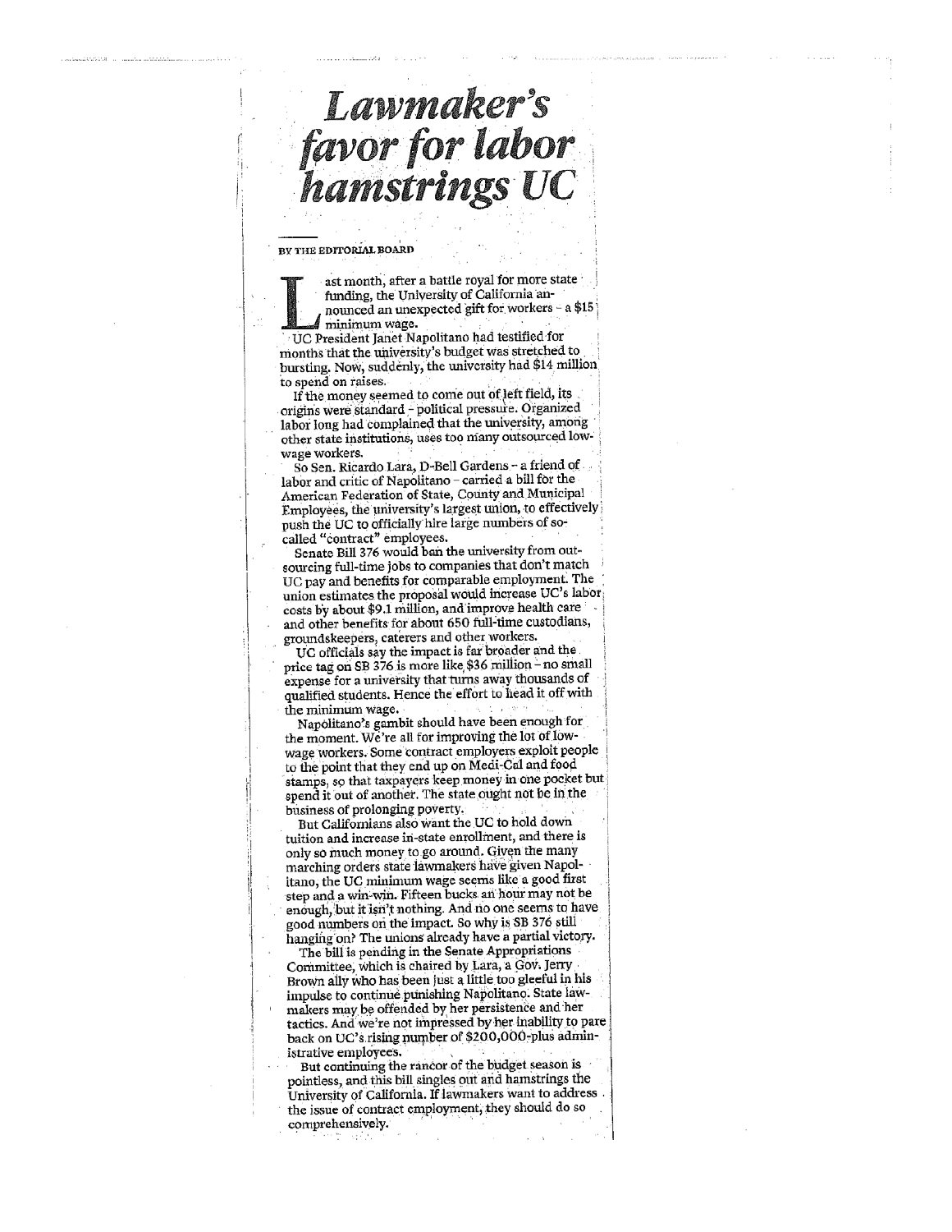# *Lawmaker's favor for labor hamstrings UC*

BY THE EDITORIAL BOARD

Last month, after a battle royal for more state funding, the University of California announced an unexpected gift for workers – a $15 minimum wage.

UC President Janet Napolitano had testified for months that the university's budget was stretched to bursting. Now, suddenly, the university had $14 million to spend on raises.

If the money seemed to come out of left field, its origins were standard – political pressure. Organized labor long had complained that the university, among other state institutions, uses too many outsourced low-wage workers.

So Sen. Ricardo Lara, D-Bell Gardens – a friend of labor and critic of Napolitano – carried a bill for the American Federation of State, County and Municipal Employees, the university's largest union, to effectively push the UC to officially hire large numbers of so-called "contract" employees.

Senate Bill 376 would ban the university from outsourcing full-time jobs to companies that don't match UC pay and benefits for comparable employment. The union estimates the proposal would increase UC's labor costs by about $9.1 million, and improve health care and other benefits for about 650 full-time custodians, groundskeepers, caterers and other workers.

UC officials say the impact is far broader and the price tag on SB 376 is more like $36 million – no small expense for a university that turns away thousands of qualified students. Hence the effort to head it off with the minimum wage.

Napolitano's gambit should have been enough for the moment. We're all for improving the lot of low-wage workers. Some contract employers exploit people to the point that they end up on Medi-Cal and food stamps, so that taxpayers keep money in one pocket but spend it out of another. The state ought not be in the business of prolonging poverty.

But Californians also want the UC to hold down tuition and increase in-state enrollment, and there is only so much money to go around. Given the many marching orders state lawmakers have given Napolitano, the UC minimum wage seems like a good first step and a win-win. Fifteen bucks an hour may not be enough, but it isn't nothing. And no one seems to have good numbers on the impact. So why is SB 376 still hanging on? The unions already have a partial victory.

The bill is pending in the Senate Appropriations Committee, which is chaired by Lara, a Gov. Jerry Brown ally who has been just a little too gleeful in his impulse to continue punishing Napolitano. State lawmakers may be offended by her persistence and her tactics. And we're not impressed by her inability to pare back on UC's rising number of $200,000-plus administrative employees.

But continuing the rancor of the budget season is pointless, and this bill singles out and hamstrings the University of California. If lawmakers want to address the issue of contract employment, they should do so comprehensively.